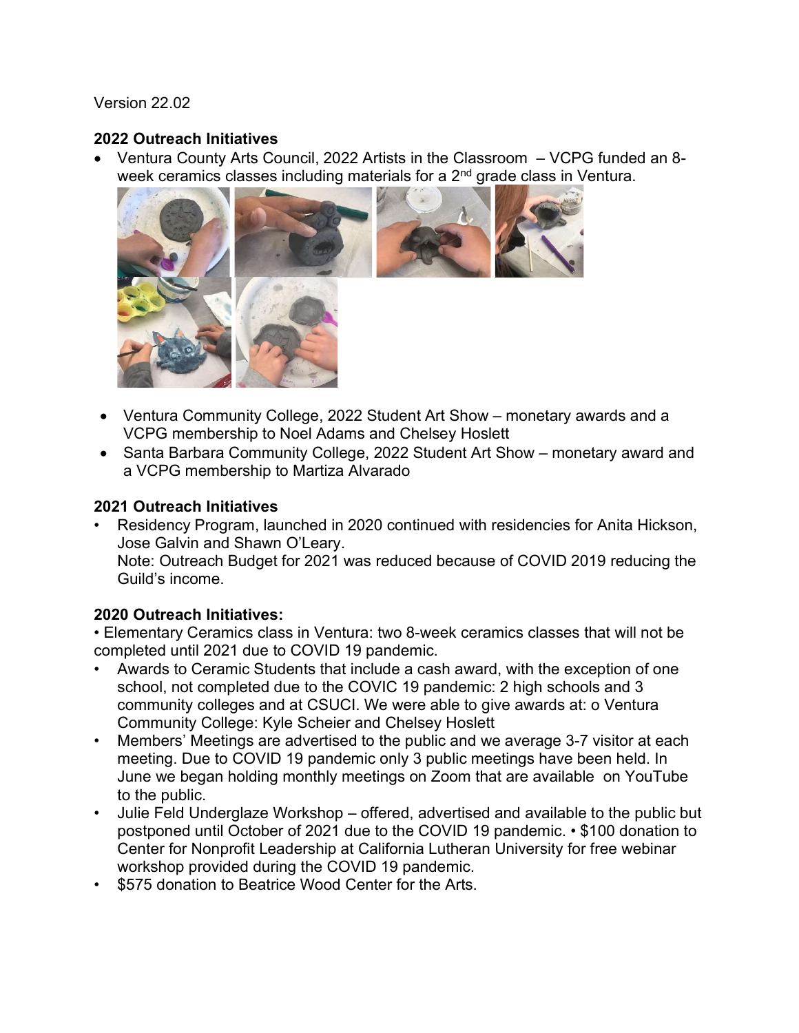Version 22.02

**2022 Outreach Initiatives**

- Ventura County Arts Council, 2022 Artists in the Classroom – VCPG funded an 8-week ceramics classes including materials for a 2nd grade class in Ventura.
- Ventura Community College, 2022 Student Art Show – monetary awards and a VCPG membership to Noel Adams and Chelsey Hoslett
- Santa Barbara Community College, 2022 Student Art Show – monetary award and a VCPG membership to Martiza Alvarado

**2021 Outreach Initiatives**

- Residency Program, launched in 2020 continued with residencies for Anita Hickson, Jose Galvin and Shawn O'Leary.
  Note: Outreach Budget for 2021 was reduced because of COVID 2019 reducing the Guild's income.

**2020 Outreach Initiatives:**

• Elementary Ceramics class in Ventura: two 8-week ceramics classes that will not be completed until 2021 due to COVID 19 pandemic.

- Awards to Ceramic Students that include a cash award, with the exception of one school, not completed due to the COVIC 19 pandemic: 2 high schools and 3 community colleges and at CSUCI. We were able to give awards at: o Ventura Community College: Kyle Scheier and Chelsey Hoslett
- Members' Meetings are advertised to the public and we average 3-7 visitor at each meeting. Due to COVID 19 pandemic only 3 public meetings have been held. In June we began holding monthly meetings on Zoom that are available on YouTube to the public.
- Julie Feld Underglaze Workshop – offered, advertised and available to the public but postponed until October of 2021 due to the COVID 19 pandemic. • $100 donation to Center for Nonprofit Leadership at California Lutheran University for free webinar workshop provided during the COVID 19 pandemic.
- $575 donation to Beatrice Wood Center for the Arts.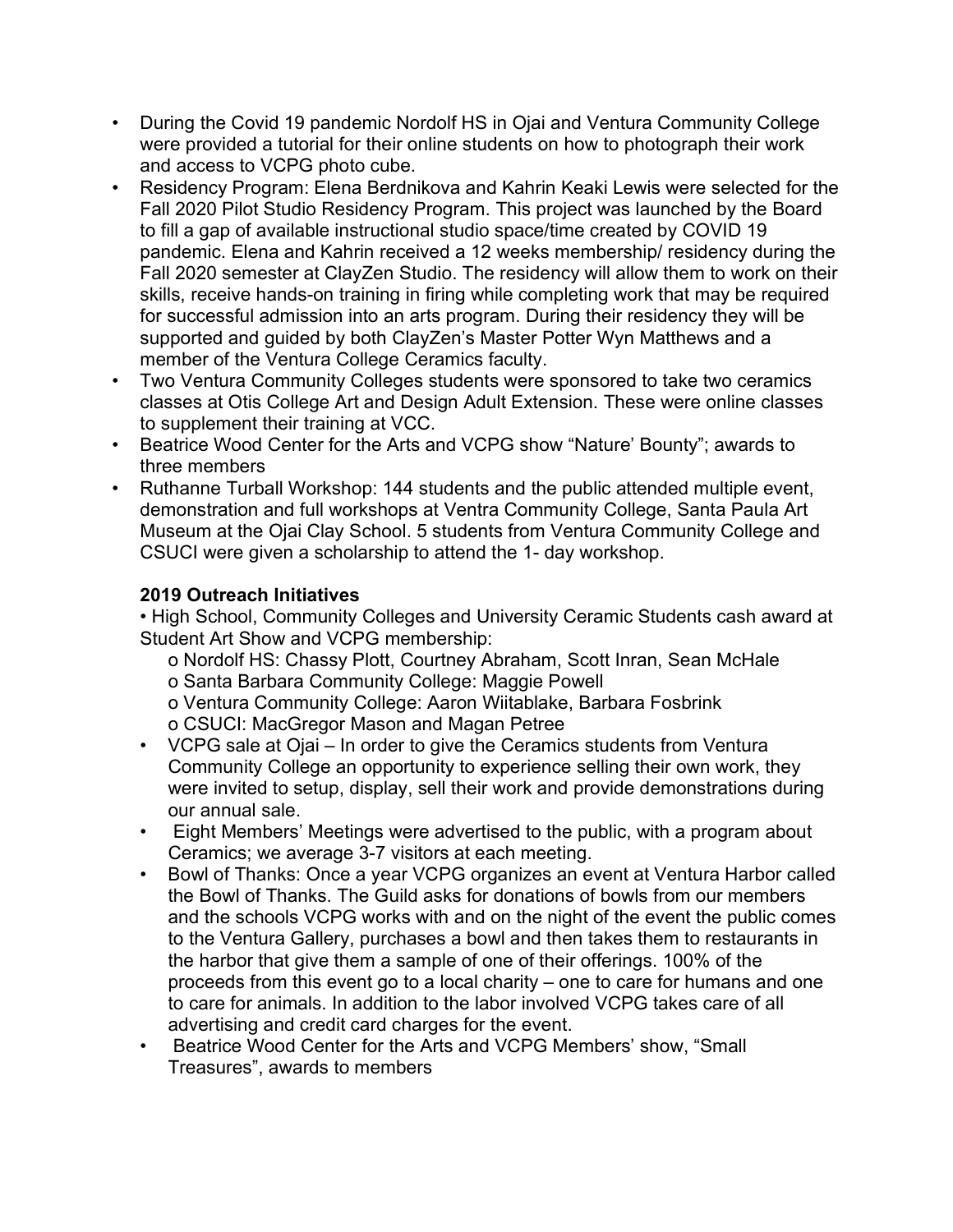- During the Covid 19 pandemic Nordolf HS in Ojai and Ventura Community College were provided a tutorial for their online students on how to photograph their work and access to VCPG photo cube.
- Residency Program: Elena Berdnikova and Kahrin Keaki Lewis were selected for the Fall 2020 Pilot Studio Residency Program. This project was launched by the Board to fill a gap of available instructional studio space/time created by COVID 19 pandemic. Elena and Kahrin received a 12 weeks membership/ residency during the Fall 2020 semester at ClayZen Studio. The residency will allow them to work on their skills, receive hands-on training in firing while completing work that may be required for successful admission into an arts program. During their residency they will be supported and guided by both ClayZen's Master Potter Wyn Matthews and a member of the Ventura College Ceramics faculty.
- Two Ventura Community Colleges students were sponsored to take two ceramics classes at Otis College Art and Design Adult Extension. These were online classes to supplement their training at VCC.
- Beatrice Wood Center for the Arts and VCPG show "Nature' Bounty"; awards to three members
- Ruthanne Turball Workshop: 144 students and the public attended multiple event, demonstration and full workshops at Ventra Community College, Santa Paula Art Museum at the Ojai Clay School. 5 students from Ventura Community College and CSUCI were given a scholarship to attend the 1- day workshop.

**2019 Outreach Initiatives**

- High School, Community Colleges and University Ceramic Students cash award at Student Art Show and VCPG membership:
  - Nordolf HS: Chassy Plott, Courtney Abraham, Scott Inran, Sean McHale
  - Santa Barbara Community College: Maggie Powell
  - Ventura Community College: Aaron Wiitablake, Barbara Fosbrink
  - CSUCI: MacGregor Mason and Magan Petree
- VCPG sale at Ojai – In order to give the Ceramics students from Ventura Community College an opportunity to experience selling their own work, they were invited to setup, display, sell their work and provide demonstrations during our annual sale.
- Eight Members' Meetings were advertised to the public, with a program about Ceramics; we average 3-7 visitors at each meeting.
- Bowl of Thanks: Once a year VCPG organizes an event at Ventura Harbor called the Bowl of Thanks. The Guild asks for donations of bowls from our members and the schools VCPG works with and on the night of the event the public comes to the Ventura Gallery, purchases a bowl and then takes them to restaurants in the harbor that give them a sample of one of their offerings. 100% of the proceeds from this event go to a local charity – one to care for humans and one to care for animals. In addition to the labor involved VCPG takes care of all advertising and credit card charges for the event.
- Beatrice Wood Center for the Arts and VCPG Members' show, "Small Treasures", awards to members